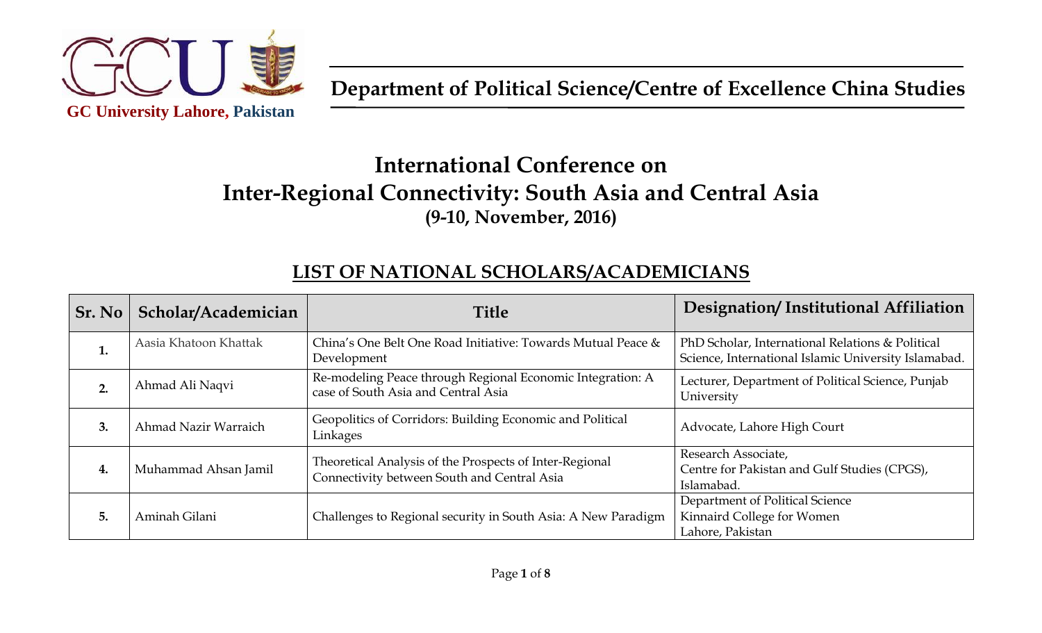GC University Lahore, Pakistan

**Department of Political Science/Centre of Excellence China Studies**

# International Conference on Inter-Regional Connectivity: South Asia and Central Asia

**(9-10, November, 2016)**

## LIST OF NATIONAL SCHOLARS/ACADEMICIANS

| Sr. No | Scholar/Academician | Title | Designation/ Institutional Affiliation |
|---|---|---|---|
| 1. | Aasia Khatoon Khattak | China's One Belt One Road Initiative: Towards Mutual Peace & Development | PhD Scholar, International Relations & Political Science, International Islamic University Islamabad. |
| 2. | Ahmad Ali Naqvi | Re-modeling Peace through Regional Economic Integration: A case of South Asia and Central Asia | Lecturer, Department of Political Science, Punjab University |
| 3. | Ahmad Nazir Warraich | Geopolitics of Corridors: Building Economic and Political Linkages | Advocate, Lahore High Court |
| 4. | Muhammad Ahsan Jamil | Theoretical Analysis of the Prospects of Inter-Regional Connectivity between South and Central Asia | Research Associate, Centre for Pakistan and Gulf Studies (CPGS), Islamabad. |
| 5. | Aminah Gilani | Challenges to Regional security in South Asia: A New Paradigm | Department of Political Science Kinnaird College for Women Lahore, Pakistan |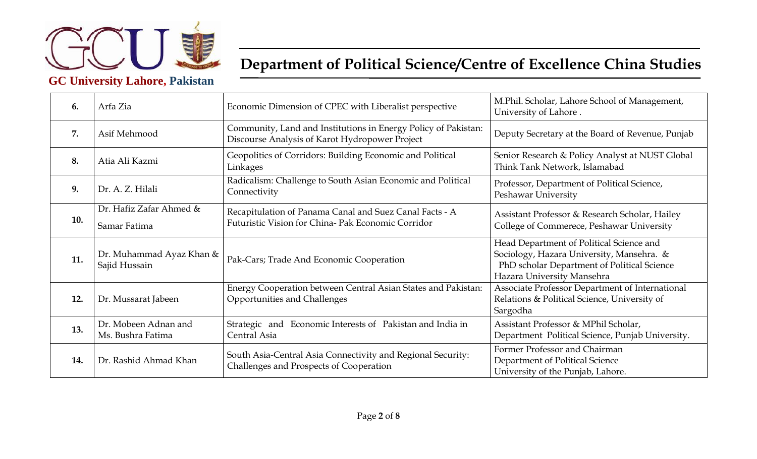| 6. | Arfa Zia | Economic Dimension of CPEC with Liberalist perspective | M.Phil. Scholar, Lahore School of Management, University of Lahore . |
|---|---|---|---|
| 7. | Asif Mehmood | Community, Land and Institutions in Energy Policy of Pakistan: Discourse Analysis of Karot Hydropower Project | Deputy Secretary at the Board of Revenue, Punjab |
| 8. | Atia Ali Kazmi | Geopolitics of Corridors: Building Economic and Political Linkages | Senior Research & Policy Analyst at NUST Global Think Tank Network, Islamabad |
| 9. | Dr. A. Z. Hilali | Radicalism: Challenge to South Asian Economic and Political Connectivity | Professor, Department of Political Science, Peshawar University |
| 10. | Dr. Hafiz Zafar Ahmed & Samar Fatima | Recapitulation of Panama Canal and Suez Canal Facts - A Futuristic Vision for China- Pak Economic Corridor | Assistant Professor & Research Scholar, Hailey College of Commerece, Peshawar University |
| 11. | Dr. Muhammad Ayaz Khan & Sajid Hussain | Pak-Cars; Trade And Economic Cooperation | Head Department of Political Science and Sociology, Hazara University, Mansehra. & PhD scholar Department of Political Science Hazara University Mansehra |
| 12. | Dr. Mussarat Jabeen | Energy Cooperation between Central Asian States and Pakistan: Opportunities and Challenges | Associate Professor Department of International Relations & Political Science, University of Sargodha |
| 13. | Dr. Mobeen Adnan and Ms. Bushra Fatima | Strategic and Economic Interests of Pakistan and India in Central Asia | Assistant Professor & MPhil Scholar, Department Political Science, Punjab University. |
| 14. | Dr. Rashid Ahmad Khan | South Asia-Central Asia Connectivity and Regional Security: Challenges and Prospects of Cooperation | Former Professor and Chairman Department of Political Science University of the Punjab, Lahore. |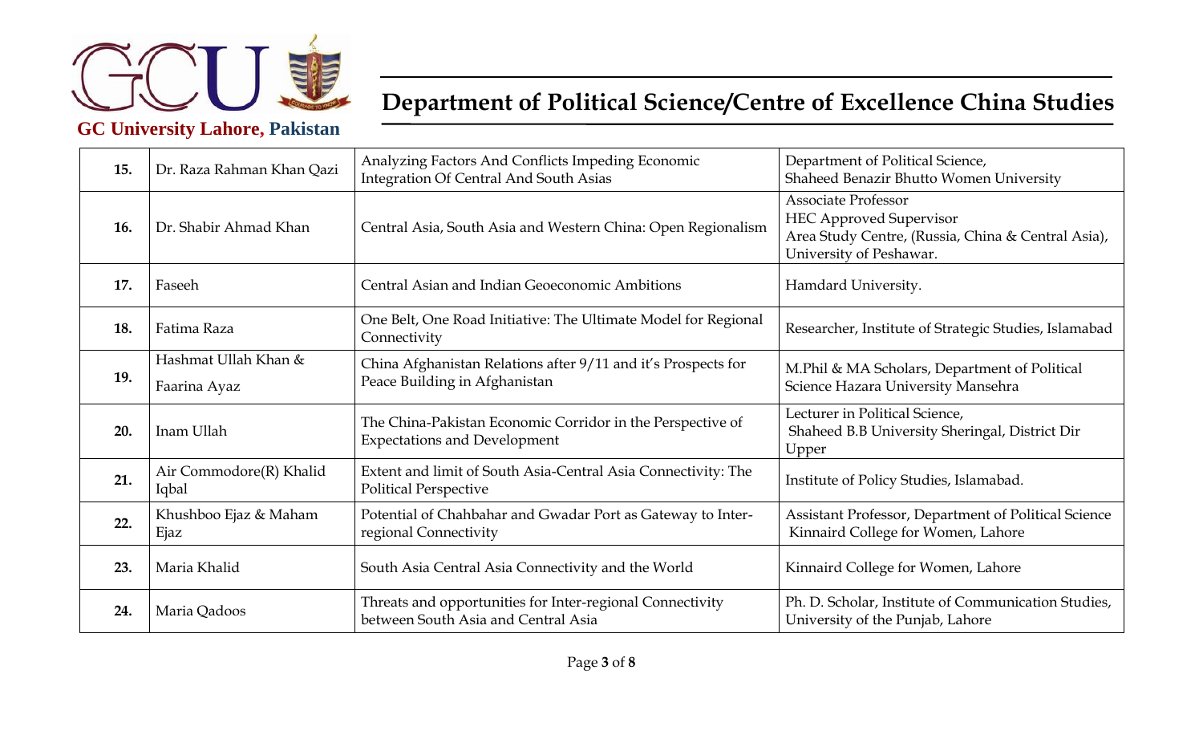**GC University Lahore, Pakistan**

## Department of Political Science/Centre of Excellence China Studies

| | | | |
|---|---|---|---|
| **15.** | Dr. Raza Rahman Khan Qazi | Analyzing Factors And Conflicts Impeding Economic Integration Of Central And South Asias | Department of Political Science, Shaheed Benazir Bhutto Women University |
| **16.** | Dr. Shabir Ahmad Khan | Central Asia, South Asia and Western China: Open Regionalism | Associate Professor HEC Approved Supervisor Area Study Centre, (Russia, China & Central Asia), University of Peshawar. |
| **17.** | Faseeh | Central Asian and Indian Geoeconomic Ambitions | Hamdard University. |
| **18.** | Fatima Raza | One Belt, One Road Initiative: The Ultimate Model for Regional Connectivity | Researcher, Institute of Strategic Studies, Islamabad |
| **19.** | Hashmat Ullah Khan & Faarina Ayaz | China Afghanistan Relations after 9/11 and it's Prospects for Peace Building in Afghanistan | M.Phil & MA Scholars, Department of Political Science Hazara University Mansehra |
| **20.** | Inam Ullah | The China-Pakistan Economic Corridor in the Perspective of Expectations and Development | Lecturer in Political Science, Shaheed B.B University Sheringal, District Dir Upper |
| **21.** | Air Commodore(R) Khalid Iqbal | Extent and limit of South Asia-Central Asia Connectivity: The Political Perspective | Institute of Policy Studies, Islamabad. |
| **22.** | Khushboo Ejaz & Maham Ejaz | Potential of Chahbahar and Gwadar Port as Gateway to Inter-regional Connectivity | Assistant Professor, Department of Political Science Kinnaird College for Women, Lahore |
| **23.** | Maria Khalid | South Asia Central Asia Connectivity and the World | Kinnaird College for Women, Lahore |
| **24.** | Maria Qadoos | Threats and opportunities for Inter-regional Connectivity between South Asia and Central Asia | Ph. D. Scholar, Institute of Communication Studies, University of the Punjab, Lahore |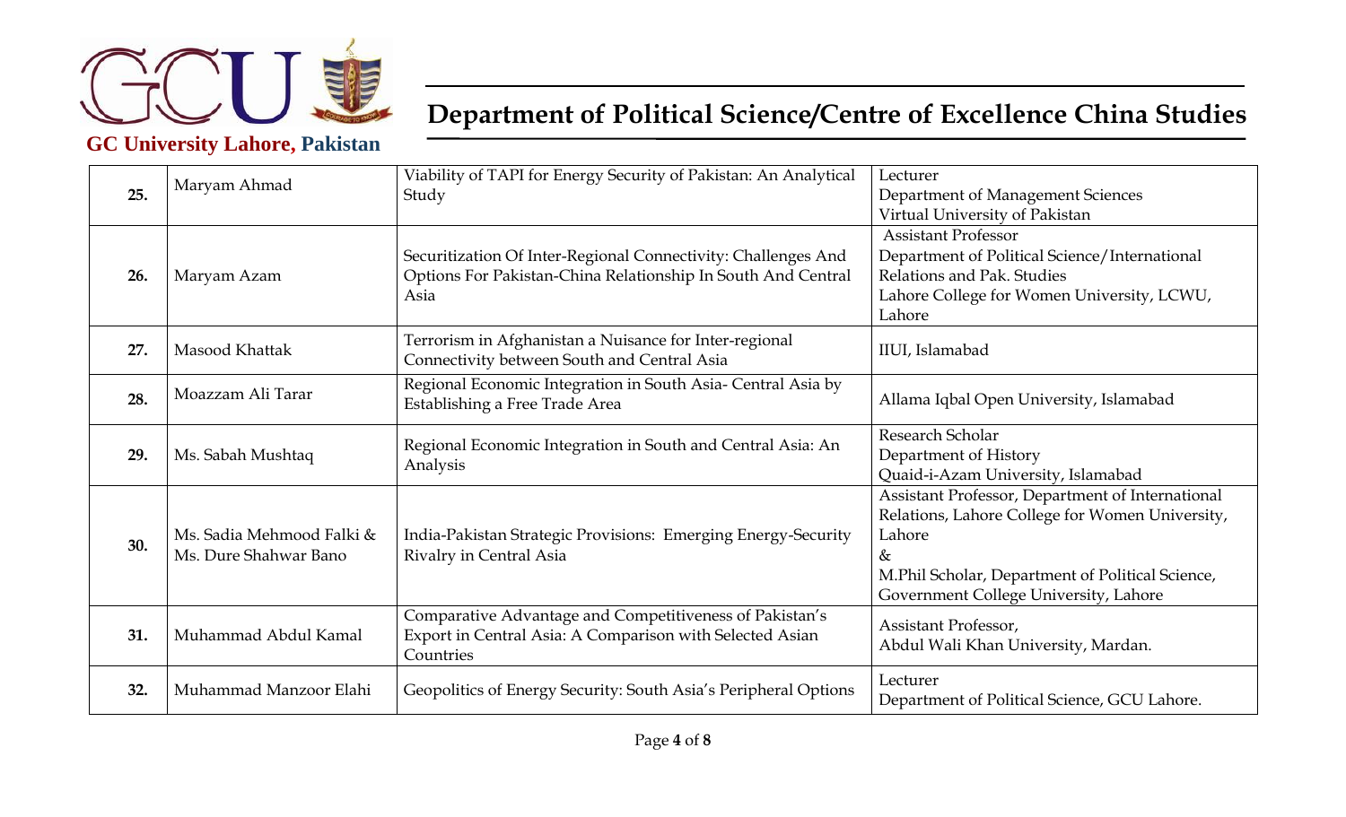| | | | |
|---|---|---|---|
| **25.** | Maryam Ahmad | Viability of TAPI for Energy Security of Pakistan: An Analytical Study | Lecturer<br>Department of Management Sciences<br>Virtual University of Pakistan |
| **26.** | Maryam Azam | Securitization Of Inter-Regional Connectivity: Challenges And Options For Pakistan-China Relationship In South And Central Asia | Assistant Professor<br>Department of Political Science/International Relations and Pak. Studies<br>Lahore College for Women University, LCWU, Lahore |
| **27.** | Masood Khattak | Terrorism in Afghanistan a Nuisance for Inter-regional Connectivity between South and Central Asia | IIUI, Islamabad |
| **28.** | Moazzam Ali Tarar | Regional Economic Integration in South Asia- Central Asia by Establishing a Free Trade Area | Allama Iqbal Open University, Islamabad |
| **29.** | Ms. Sabah Mushtaq | Regional Economic Integration in South and Central Asia: An Analysis | Research Scholar<br>Department of History<br>Quaid-i-Azam University, Islamabad |
| **30.** | Ms. Sadia Mehmood Falki & Ms. Dure Shahwar Bano | India-Pakistan Strategic Provisions: Emerging Energy-Security Rivalry in Central Asia | Assistant Professor, Department of International Relations, Lahore College for Women University, Lahore<br>&<br>M.Phil Scholar, Department of Political Science, Government College University, Lahore |
| **31.** | Muhammad Abdul Kamal | Comparative Advantage and Competitiveness of Pakistan's Export in Central Asia: A Comparison with Selected Asian Countries | Assistant Professor,<br>Abdul Wali Khan University, Mardan. |
| **32.** | Muhammad Manzoor Elahi | Geopolitics of Energy Security: South Asia's Peripheral Options | Lecturer<br>Department of Political Science, GCU Lahore. |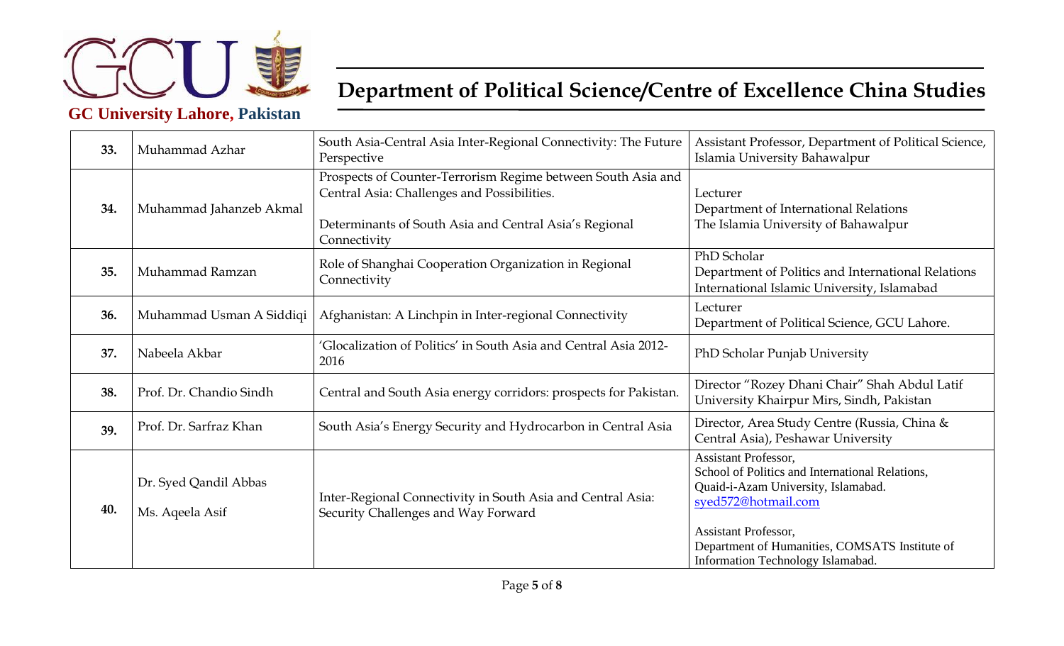| 33. | Muhammad Azhar | South Asia-Central Asia Inter-Regional Connectivity: The Future Perspective | Assistant Professor, Department of Political Science, Islamia University Bahawalpur |
|---|---|---|---|
| 34. | Muhammad Jahanzeb Akmal | Prospects of Counter-Terrorism Regime between South Asia and Central Asia: Challenges and Possibilities.<br><br>Determinants of South Asia and Central Asia's Regional Connectivity | Lecturer<br>Department of International Relations<br>The Islamia University of Bahawalpur |
| 35. | Muhammad Ramzan | Role of Shanghai Cooperation Organization in Regional Connectivity | PhD Scholar<br>Department of Politics and International Relations<br>International Islamic University, Islamabad |
| 36. | Muhammad Usman A Siddiqi | Afghanistan: A Linchpin in Inter-regional Connectivity | Lecturer<br>Department of Political Science, GCU Lahore. |
| 37. | Nabeela Akbar | 'Glocalization of Politics' in South Asia and Central Asia 2012-2016 | PhD Scholar Punjab University |
| 38. | Prof. Dr. Chandio Sindh | Central and South Asia energy corridors: prospects for Pakistan. | Director "Rozey Dhani Chair" Shah Abdul Latif University Khairpur Mirs, Sindh, Pakistan |
| 39. | Prof. Dr. Sarfraz Khan | South Asia's Energy Security and Hydrocarbon in Central Asia | Director, Area Study Centre (Russia, China & Central Asia), Peshawar University |
| 40. | Dr. Syed Qandil Abbas<br><br>Ms. Aqeela Asif | Inter-Regional Connectivity in South Asia and Central Asia: Security Challenges and Way Forward | Assistant Professor,<br>School of Politics and International Relations,<br>Quaid-i-Azam University, Islamabad.<br>syed572@hotmail.com<br><br>Assistant Professor,<br>Department of Humanities, COMSATS Institute of Information Technology Islamabad. |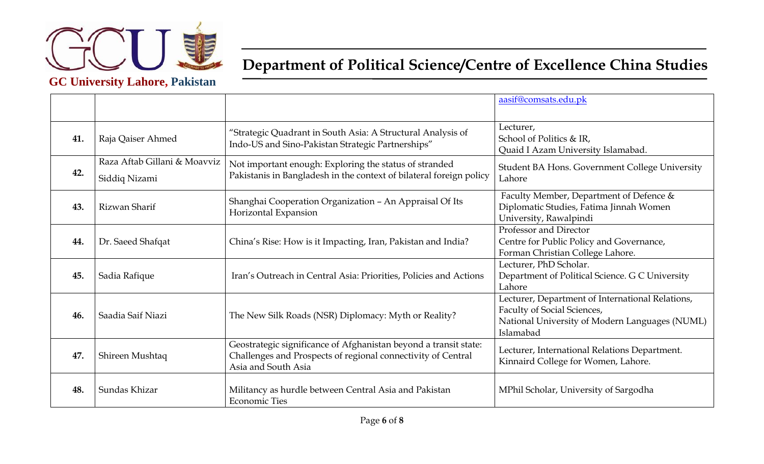| | | | |
|---|---|---|---|
| | | | aasif@comsats.edu.pk |
| **41.** | Raja Qaiser Ahmed | "Strategic Quadrant in South Asia: A Structural Analysis of Indo-US and Sino-Pakistan Strategic Partnerships" | Lecturer, School of Politics & IR, Quaid I Azam University Islamabad. |
| **42.** | Raza Aftab Gillani & Moavviz Siddiq Nizami | Not important enough: Exploring the status of stranded Pakistanis in Bangladesh in the context of bilateral foreign policy | Student BA Hons. Government College University Lahore |
| **43.** | Rizwan Sharif | Shanghai Cooperation Organization – An Appraisal Of Its Horizontal Expansion | Faculty Member, Department of Defence & Diplomatic Studies, Fatima Jinnah Women University, Rawalpindi |
| **44.** | Dr. Saeed Shafqat | China's Rise: How is it Impacting, Iran, Pakistan and India? | Professor and Director Centre for Public Policy and Governance, Forman Christian College Lahore. |
| **45.** | Sadia Rafique | Iran's Outreach in Central Asia: Priorities, Policies and Actions | Lecturer, PhD Scholar. Department of Political Science. G C University Lahore |
| **46.** | Saadia Saif Niazi | The New Silk Roads (NSR) Diplomacy: Myth or Reality? | Lecturer, Department of International Relations, Faculty of Social Sciences, National University of Modern Languages (NUML) Islamabad |
| **47.** | Shireen Mushtaq | Geostrategic significance of Afghanistan beyond a transit state: Challenges and Prospects of regional connectivity of Central Asia and South Asia | Lecturer, International Relations Department. Kinnaird College for Women, Lahore. |
| **48.** | Sundas Khizar | Militancy as hurdle between Central Asia and Pakistan Economic Ties | MPhil Scholar, University of Sargodha |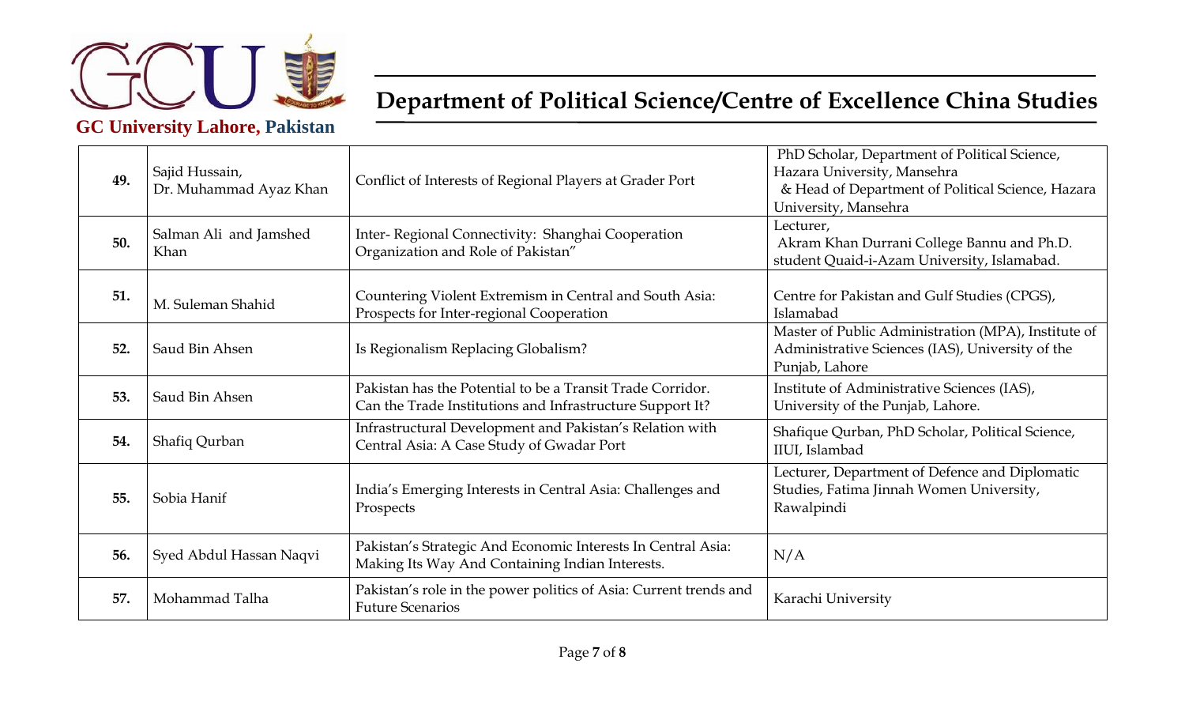| | | | |
|---|---|---|---|
| **49.** | Sajid Hussain, Dr. Muhammad Ayaz Khan | Conflict of Interests of Regional Players at Grader Port | PhD Scholar, Department of Political Science, Hazara University, Mansehra & Head of Department of Political Science, Hazara University, Mansehra |
| **50.** | Salman Ali and Jamshed Khan | Inter- Regional Connectivity: Shanghai Cooperation Organization and Role of Pakistan" | Lecturer, Akram Khan Durrani College Bannu and Ph.D. student Quaid-i-Azam University, Islamabad. |
| **51.** | M. Suleman Shahid | Countering Violent Extremism in Central and South Asia: Prospects for Inter-regional Cooperation | Centre for Pakistan and Gulf Studies (CPGS), Islamabad |
| **52.** | Saud Bin Ahsen | Is Regionalism Replacing Globalism? | Master of Public Administration (MPA), Institute of Administrative Sciences (IAS), University of the Punjab, Lahore |
| **53.** | Saud Bin Ahsen | Pakistan has the Potential to be a Transit Trade Corridor. Can the Trade Institutions and Infrastructure Support It? | Institute of Administrative Sciences (IAS), University of the Punjab, Lahore. |
| **54.** | Shafiq Qurban | Infrastructural Development and Pakistan's Relation with Central Asia: A Case Study of Gwadar Port | Shafique Qurban, PhD Scholar, Political Science, IIUI, Islambad |
| **55.** | Sobia Hanif | India's Emerging Interests in Central Asia: Challenges and Prospects | Lecturer, Department of Defence and Diplomatic Studies, Fatima Jinnah Women University, Rawalpindi |
| **56.** | Syed Abdul Hassan Naqvi | Pakistan's Strategic And Economic Interests In Central Asia: Making Its Way And Containing Indian Interests. | N/A |
| **57.** | Mohammad Talha | Pakistan's role in the power politics of Asia: Current trends and Future Scenarios | Karachi University |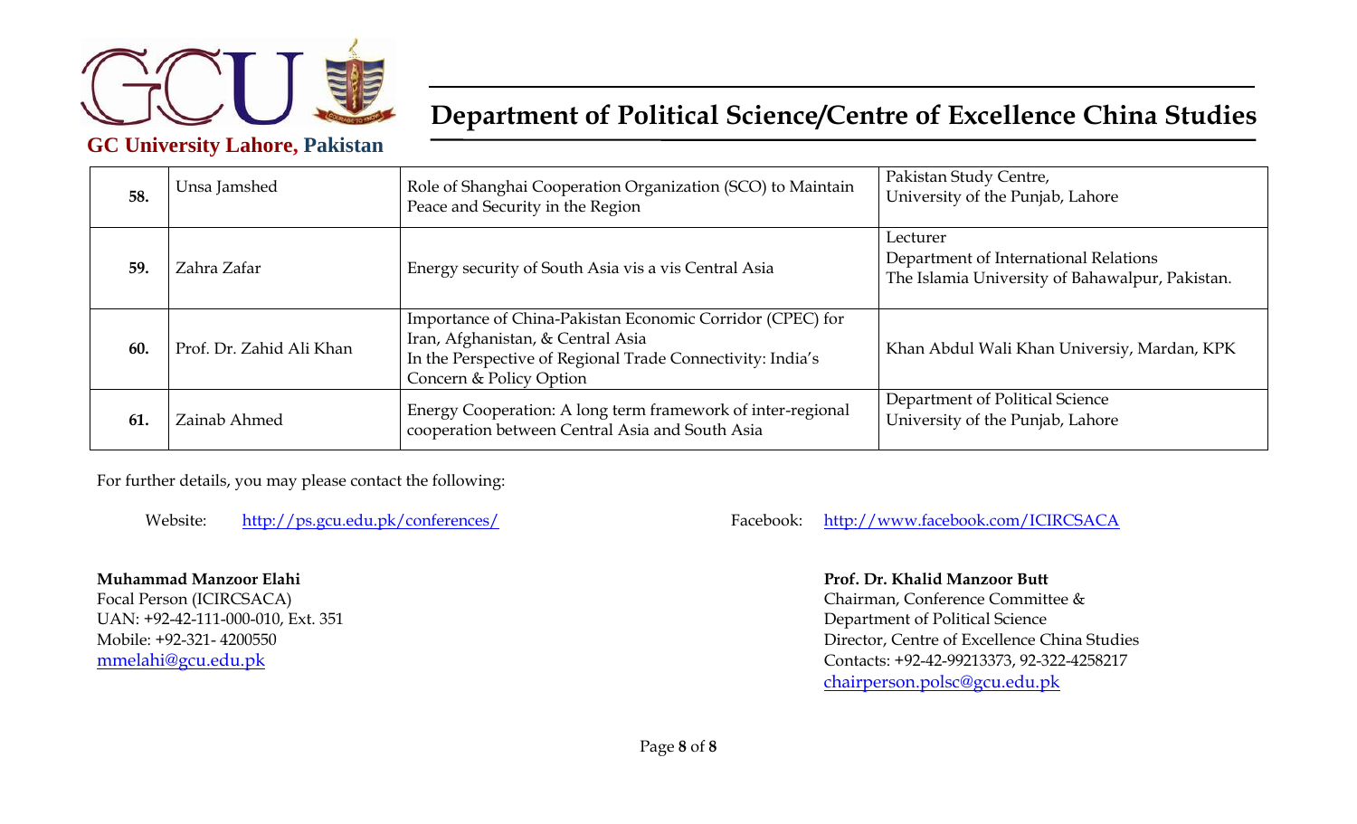| | | | |
|---|---|---|---|
| **58.** | Unsa Jamshed | Role of Shanghai Cooperation Organization (SCO) to Maintain Peace and Security in the Region | Pakistan Study Centre, University of the Punjab, Lahore |
| **59.** | Zahra Zafar | Energy security of South Asia vis a vis Central Asia | Lecturer Department of International Relations The Islamia University of Bahawalpur, Pakistan. |
| **60.** | Prof. Dr. Zahid Ali Khan | Importance of China-Pakistan Economic Corridor (CPEC) for Iran, Afghanistan, & Central Asia In the Perspective of Regional Trade Connectivity: India's Concern & Policy Option | Khan Abdul Wali Khan Universiy, Mardan, KPK |
| **61.** | Zainab Ahmed | Energy Cooperation: A long term framework of inter-regional cooperation between Central Asia and South Asia | Department of Political Science University of the Punjab, Lahore |

For further details, you may please contact the following:

Website: http://ps.gcu.edu.pk/conferences/

Facebook: http://www.facebook.com/ICIRCSACA

**Muhammad Manzoor Elahi**
Focal Person (ICIRCSACA)
UAN: +92-42-111-000-010, Ext. 351
Mobile: +92-321- 4200550
mmelahi@gcu.edu.pk

**Prof. Dr. Khalid Manzoor Butt**
Chairman, Conference Committee &
Department of Political Science
Director, Centre of Excellence China Studies
Contacts: +92-42-99213373, 92-322-4258217
chairperson.polsc@gcu.edu.pk